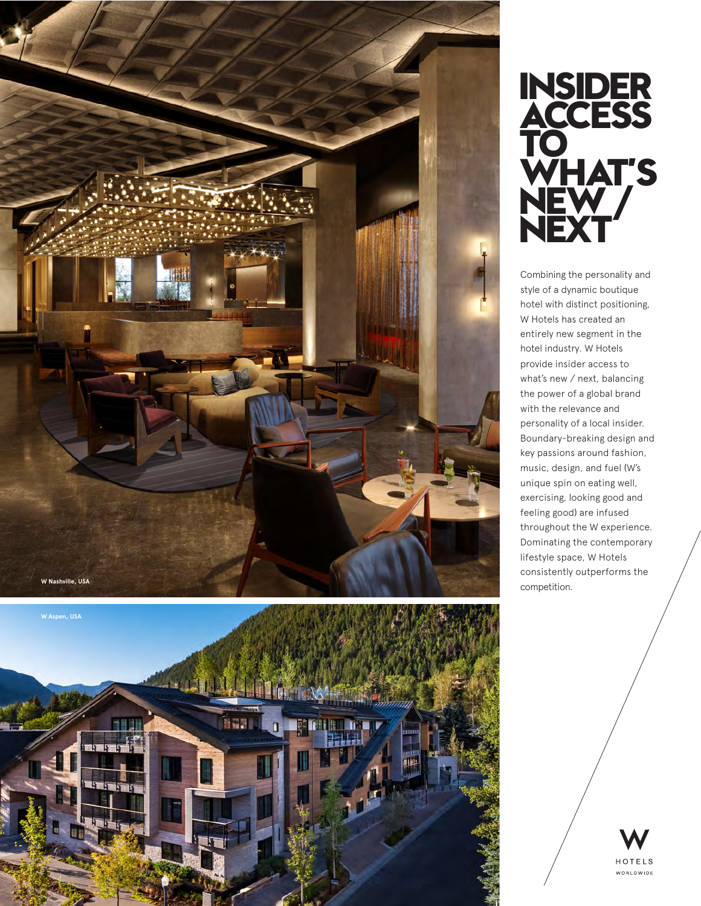W Nashville, USA

W Aspen, USA

# INSIDER ACCESS TO WHAT'S NEW / NEXT

Combining the personality and style of a dynamic boutique hotel with distinct positioning, W Hotels has created an entirely new segment in the hotel industry. W Hotels provide insider access to what's new / next, balancing the power of a global brand with the relevance and personality of a local insider. Boundary-breaking design and key passions around fashion, music, design, and fuel (W's unique spin on eating well, exercising, looking good and feeling good) are infused throughout the W experience. Dominating the contemporary lifestyle space, W Hotels consistently outperforms the competition.

W HOTELS WORLDWIDE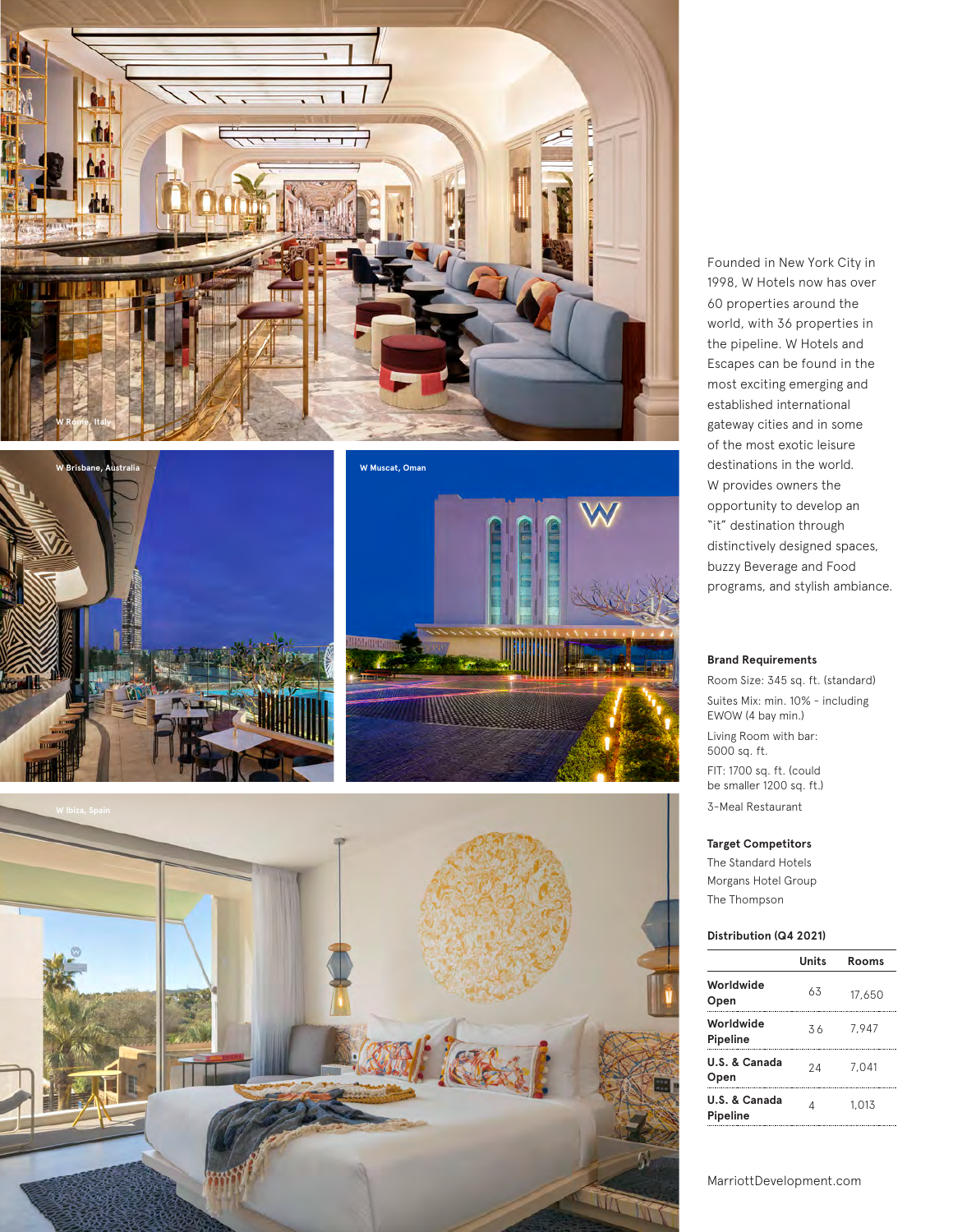W Rome, Italy

W Brisbane, Australia

W Muscat, Oman

W Ibiza, Spain

Founded in New York City in 1998, W Hotels now has over 60 properties around the world, with 36 properties in the pipeline. W Hotels and Escapes can be found in the most exciting emerging and established international gateway cities and in some of the most exotic leisure destinations in the world. W provides owners the opportunity to develop an "it" destination through distinctively designed spaces, buzzy Beverage and Food programs, and stylish ambiance.

**Brand Requirements**

Room Size: 345 sq. ft. (standard)

Suites Mix: min. 10% – including EWOW (4 bay min.)

Living Room with bar: 5000 sq. ft.

FIT: 1700 sq. ft. (could be smaller 1200 sq. ft.)

3-Meal Restaurant

**Target Competitors**

The Standard Hotels

Morgans Hotel Group

The Thompson

**Distribution (Q4 2021)**

| | Units | Rooms |
|---|---|---|
| **Worldwide Open** | 63 | 17,650 |
| **Worldwide Pipeline** | 36 | 7,947 |
| **U.S. & Canada Open** | 24 | 7,041 |
| **U.S. & Canada Pipeline** | 4 | 1,013 |

MarriottDevelopment.com